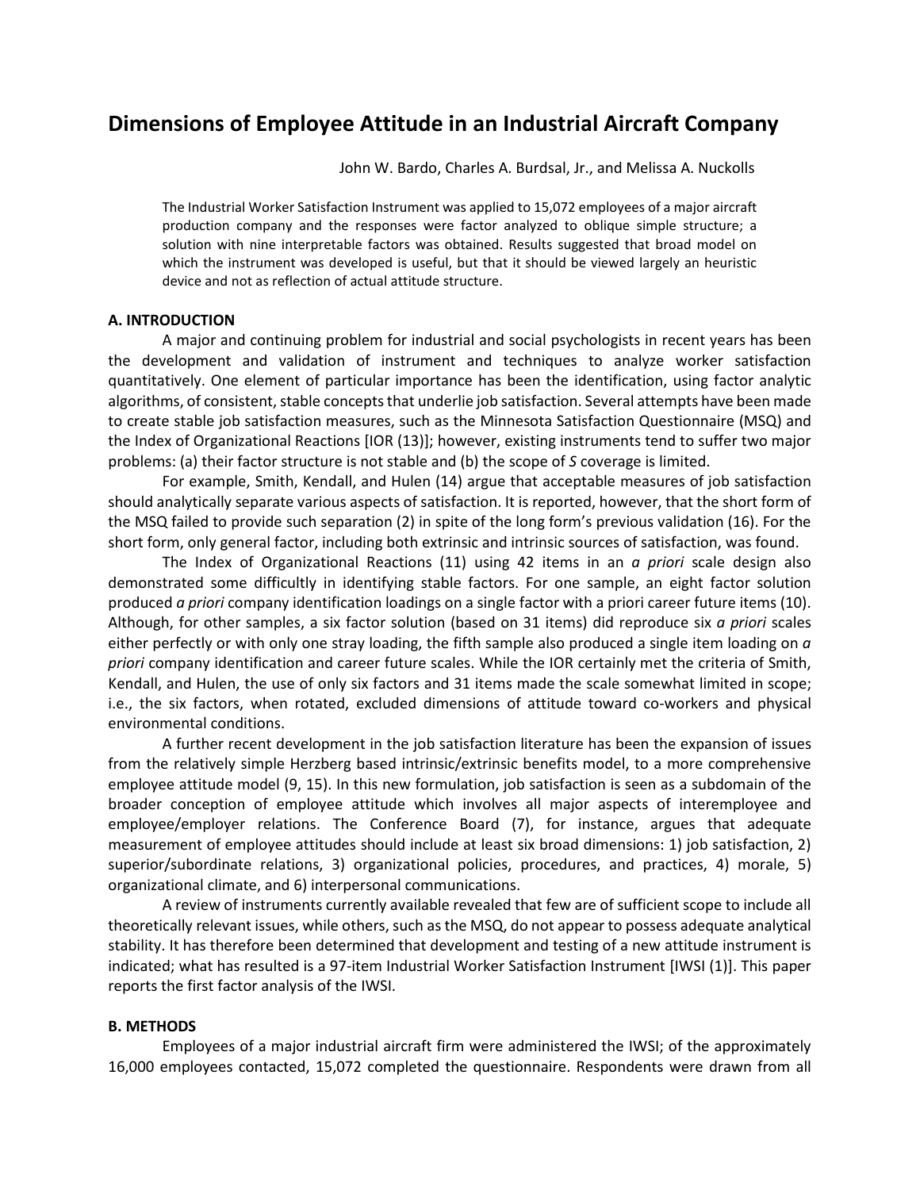# Dimensions of Employee Attitude in an Industrial Aircraft Company

John W. Bardo, Charles A. Burdsal, Jr., and Melissa A. Nuckolls

The Industrial Worker Satisfaction Instrument was applied to 15,072 employees of a major aircraft production company and the responses were factor analyzed to oblique simple structure; a solution with nine interpretable factors was obtained. Results suggested that broad model on which the instrument was developed is useful, but that it should be viewed largely an heuristic device and not as reflection of actual attitude structure.

## A. INTRODUCTION

A major and continuing problem for industrial and social psychologists in recent years has been the development and validation of instrument and techniques to analyze worker satisfaction quantitatively. One element of particular importance has been the identification, using factor analytic algorithms, of consistent, stable concepts that underlie job satisfaction. Several attempts have been made to create stable job satisfaction measures, such as the Minnesota Satisfaction Questionnaire (MSQ) and the Index of Organizational Reactions [IOR (13)]; however, existing instruments tend to suffer two major problems: (a) their factor structure is not stable and (b) the scope of *S* coverage is limited.

For example, Smith, Kendall, and Hulen (14) argue that acceptable measures of job satisfaction should analytically separate various aspects of satisfaction. It is reported, however, that the short form of the MSQ failed to provide such separation (2) in spite of the long form's previous validation (16). For the short form, only general factor, including both extrinsic and intrinsic sources of satisfaction, was found.

The Index of Organizational Reactions (11) using 42 items in an *a priori* scale design also demonstrated some difficultly in identifying stable factors. For one sample, an eight factor solution produced *a priori* company identification loadings on a single factor with a priori career future items (10). Although, for other samples, a six factor solution (based on 31 items) did reproduce six *a priori* scales either perfectly or with only one stray loading, the fifth sample also produced a single item loading on *a priori* company identification and career future scales. While the IOR certainly met the criteria of Smith, Kendall, and Hulen, the use of only six factors and 31 items made the scale somewhat limited in scope; i.e., the six factors, when rotated, excluded dimensions of attitude toward co-workers and physical environmental conditions.

A further recent development in the job satisfaction literature has been the expansion of issues from the relatively simple Herzberg based intrinsic/extrinsic benefits model, to a more comprehensive employee attitude model (9, 15). In this new formulation, job satisfaction is seen as a subdomain of the broader conception of employee attitude which involves all major aspects of interemployee and employee/employer relations. The Conference Board (7), for instance, argues that adequate measurement of employee attitudes should include at least six broad dimensions: 1) job satisfaction, 2) superior/subordinate relations, 3) organizational policies, procedures, and practices, 4) morale, 5) organizational climate, and 6) interpersonal communications.

A review of instruments currently available revealed that few are of sufficient scope to include all theoretically relevant issues, while others, such as the MSQ, do not appear to possess adequate analytical stability. It has therefore been determined that development and testing of a new attitude instrument is indicated; what has resulted is a 97-item Industrial Worker Satisfaction Instrument [IWSI (1)]. This paper reports the first factor analysis of the IWSI.

## B. METHODS

Employees of a major industrial aircraft firm were administered the IWSI; of the approximately 16,000 employees contacted, 15,072 completed the questionnaire. Respondents were drawn from all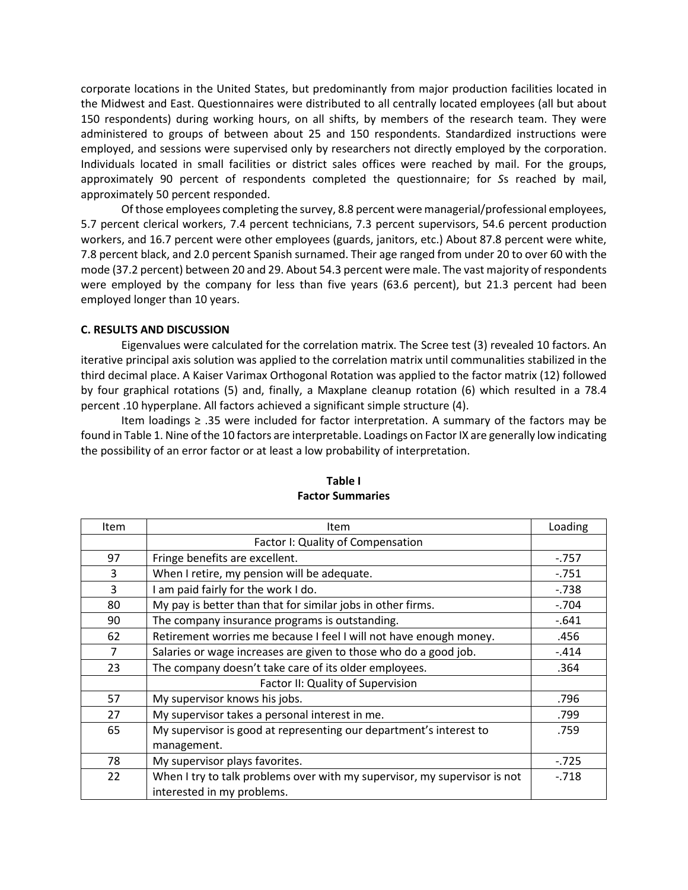corporate locations in the United States, but predominantly from major production facilities located in the Midwest and East. Questionnaires were distributed to all centrally located employees (all but about 150 respondents) during working hours, on all shifts, by members of the research team. They were administered to groups of between about 25 and 150 respondents. Standardized instructions were employed, and sessions were supervised only by researchers not directly employed by the corporation. Individuals located in small facilities or district sales offices were reached by mail. For the groups, approximately 90 percent of respondents completed the questionnaire; for *S*s reached by mail, approximately 50 percent responded.

Of those employees completing the survey, 8.8 percent were managerial/professional employees, 5.7 percent clerical workers, 7.4 percent technicians, 7.3 percent supervisors, 54.6 percent production workers, and 16.7 percent were other employees (guards, janitors, etc.) About 87.8 percent were white, 7.8 percent black, and 2.0 percent Spanish surnamed. Their age ranged from under 20 to over 60 with the mode (37.2 percent) between 20 and 29. About 54.3 percent were male. The vast majority of respondents were employed by the company for less than five years (63.6 percent), but 21.3 percent had been employed longer than 10 years.

**C. RESULTS AND DISCUSSION**

Eigenvalues were calculated for the correlation matrix. The Scree test (3) revealed 10 factors. An iterative principal axis solution was applied to the correlation matrix until communalities stabilized in the third decimal place. A Kaiser Varimax Orthogonal Rotation was applied to the factor matrix (12) followed by four graphical rotations (5) and, finally, a Maxplane cleanup rotation (6) which resulted in a 78.4 percent .10 hyperplane. All factors achieved a significant simple structure (4).

Item loadings ≥ .35 were included for factor interpretation. A summary of the factors may be found in Table 1. Nine of the 10 factors are interpretable. Loadings on Factor IX are generally low indicating the possibility of an error factor or at least a low probability of interpretation.

**Table I**
**Factor Summaries**

| Item | Item | Loading |
|---|---|---|
| | Factor I: Quality of Compensation | |
| 97 | Fringe benefits are excellent. | -.757 |
| 3 | When I retire, my pension will be adequate. | -.751 |
| 3 | I am paid fairly for the work I do. | -.738 |
| 80 | My pay is better than that for similar jobs in other firms. | -.704 |
| 90 | The company insurance programs is outstanding. | -.641 |
| 62 | Retirement worries me because I feel I will not have enough money. | .456 |
| 7 | Salaries or wage increases are given to those who do a good job. | -.414 |
| 23 | The company doesn't take care of its older employees. | .364 |
| | Factor II: Quality of Supervision | |
| 57 | My supervisor knows his jobs. | .796 |
| 27 | My supervisor takes a personal interest in me. | .799 |
| 65 | My supervisor is good at representing our department's interest to management. | .759 |
| 78 | My supervisor plays favorites. | -.725 |
| 22 | When I try to talk problems over with my supervisor, my supervisor is not interested in my problems. | -.718 |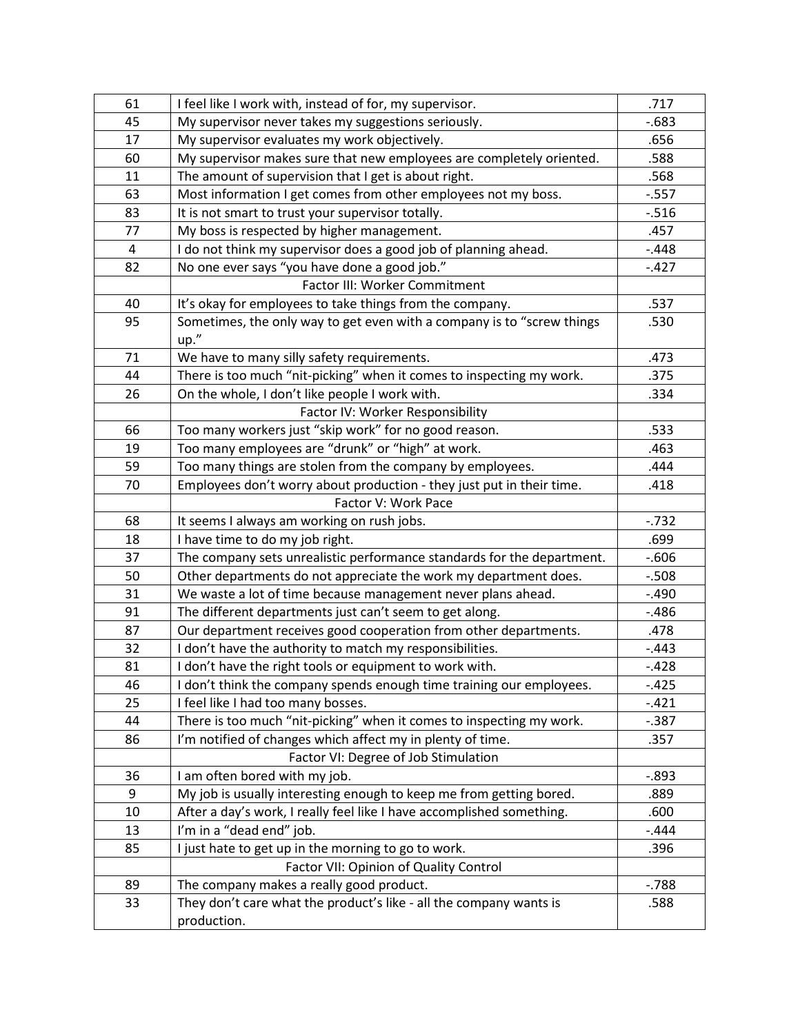| | | |
|---|---|---|
| 61 | I feel like I work with, instead of for, my supervisor. | .717 |
| 45 | My supervisor never takes my suggestions seriously. | -.683 |
| 17 | My supervisor evaluates my work objectively. | .656 |
| 60 | My supervisor makes sure that new employees are completely oriented. | .588 |
| 11 | The amount of supervision that I get is about right. | .568 |
| 63 | Most information I get comes from other employees not my boss. | -.557 |
| 83 | It is not smart to trust your supervisor totally. | -.516 |
| 77 | My boss is respected by higher management. | .457 |
| 4 | I do not think my supervisor does a good job of planning ahead. | -.448 |
| 82 | No one ever says “you have done a good job.” | -.427 |
| | Factor III: Worker Commitment | |
| 40 | It’s okay for employees to take things from the company. | .537 |
| 95 | Sometimes, the only way to get even with a company is to “screw things up.” | .530 |
| 71 | We have to many silly safety requirements. | .473 |
| 44 | There is too much “nit-picking” when it comes to inspecting my work. | .375 |
| 26 | On the whole, I don’t like people I work with. | .334 |
| | Factor IV: Worker Responsibility | |
| 66 | Too many workers just “skip work” for no good reason. | .533 |
| 19 | Too many employees are “drunk” or “high” at work. | .463 |
| 59 | Too many things are stolen from the company by employees. | .444 |
| 70 | Employees don’t worry about production - they just put in their time. | .418 |
| | Factor V: Work Pace | |
| 68 | It seems I always am working on rush jobs. | -.732 |
| 18 | I have time to do my job right. | .699 |
| 37 | The company sets unrealistic performance standards for the department. | -.606 |
| 50 | Other departments do not appreciate the work my department does. | -.508 |
| 31 | We waste a lot of time because management never plans ahead. | -.490 |
| 91 | The different departments just can’t seem to get along. | -.486 |
| 87 | Our department receives good cooperation from other departments. | .478 |
| 32 | I don’t have the authority to match my responsibilities. | -.443 |
| 81 | I don’t have the right tools or equipment to work with. | -.428 |
| 46 | I don’t think the company spends enough time training our employees. | -.425 |
| 25 | I feel like I had too many bosses. | -.421 |
| 44 | There is too much “nit-picking” when it comes to inspecting my work. | -.387 |
| 86 | I’m notified of changes which affect my in plenty of time. | .357 |
| | Factor VI: Degree of Job Stimulation | |
| 36 | I am often bored with my job. | -.893 |
| 9 | My job is usually interesting enough to keep me from getting bored. | .889 |
| 10 | After a day’s work, I really feel like I have accomplished something. | .600 |
| 13 | I’m in a “dead end” job. | -.444 |
| 85 | I just hate to get up in the morning to go to work. | .396 |
| | Factor VII: Opinion of Quality Control | |
| 89 | The company makes a really good product. | -.788 |
| 33 | They don’t care what the product’s like - all the company wants is production. | .588 |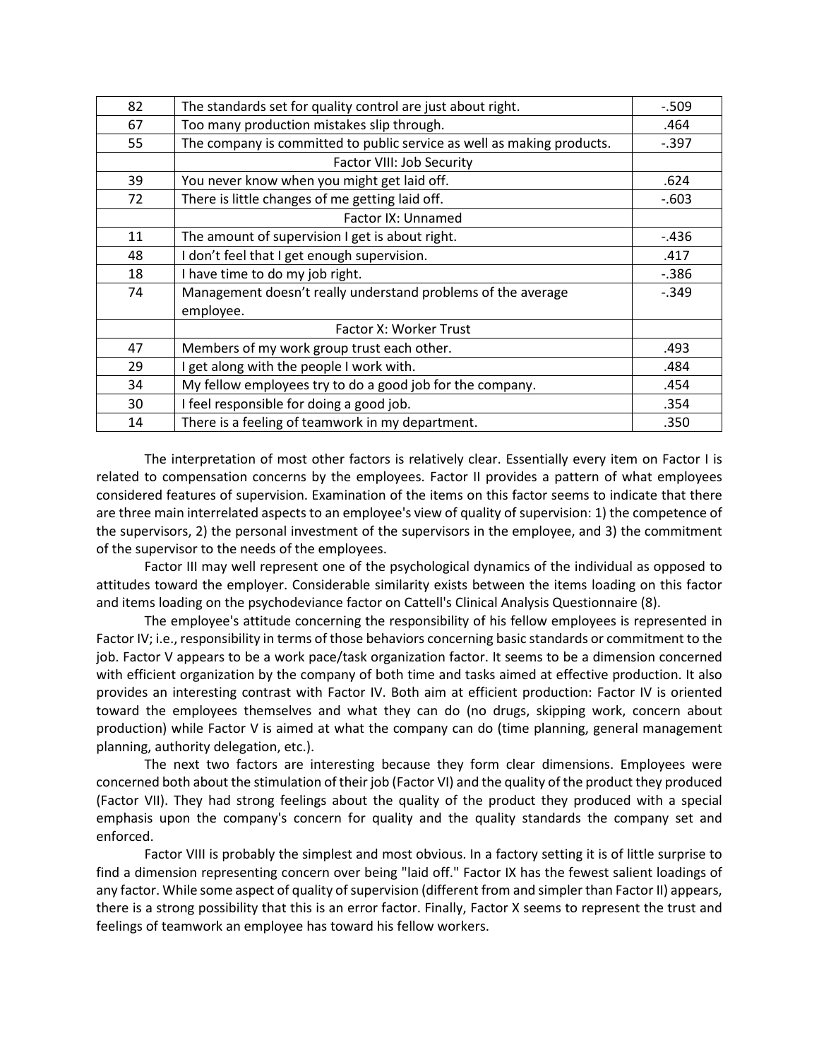| | | |
|---|---|---|
| 82 | The standards set for quality control are just about right. | -.509 |
| 67 | Too many production mistakes slip through. | .464 |
| 55 | The company is committed to public service as well as making products. | -.397 |
| | Factor VIII: Job Security | |
| 39 | You never know when you might get laid off. | .624 |
| 72 | There is little changes of me getting laid off. | -.603 |
| | Factor IX: Unnamed | |
| 11 | The amount of supervision I get is about right. | -.436 |
| 48 | I don't feel that I get enough supervision. | .417 |
| 18 | I have time to do my job right. | -.386 |
| 74 | Management doesn't really understand problems of the average employee. | -.349 |
| | Factor X: Worker Trust | |
| 47 | Members of my work group trust each other. | .493 |
| 29 | I get along with the people I work with. | .484 |
| 34 | My fellow employees try to do a good job for the company. | .454 |
| 30 | I feel responsible for doing a good job. | .354 |
| 14 | There is a feeling of teamwork in my department. | .350 |

The interpretation of most other factors is relatively clear. Essentially every item on Factor I is related to compensation concerns by the employees. Factor II provides a pattern of what employees considered features of supervision. Examination of the items on this factor seems to indicate that there are three main interrelated aspects to an employee's view of quality of supervision: 1) the competence of the supervisors, 2) the personal investment of the supervisors in the employee, and 3) the commitment of the supervisor to the needs of the employees.

Factor III may well represent one of the psychological dynamics of the individual as opposed to attitudes toward the employer. Considerable similarity exists between the items loading on this factor and items loading on the psychodeviance factor on Cattell's Clinical Analysis Questionnaire (8).

The employee's attitude concerning the responsibility of his fellow employees is represented in Factor IV; i.e., responsibility in terms of those behaviors concerning basic standards or commitment to the job. Factor V appears to be a work pace/task organization factor. It seems to be a dimension concerned with efficient organization by the company of both time and tasks aimed at effective production. It also provides an interesting contrast with Factor IV. Both aim at efficient production: Factor IV is oriented toward the employees themselves and what they can do (no drugs, skipping work, concern about production) while Factor V is aimed at what the company can do (time planning, general management planning, authority delegation, etc.).

The next two factors are interesting because they form clear dimensions. Employees were concerned both about the stimulation of their job (Factor VI) and the quality of the product they produced (Factor VII). They had strong feelings about the quality of the product they produced with a special emphasis upon the company's concern for quality and the quality standards the company set and enforced.

Factor VIII is probably the simplest and most obvious. In a factory setting it is of little surprise to find a dimension representing concern over being "laid off." Factor IX has the fewest salient loadings of any factor. While some aspect of quality of supervision (different from and simpler than Factor II) appears, there is a strong possibility that this is an error factor. Finally, Factor X seems to represent the trust and feelings of teamwork an employee has toward his fellow workers.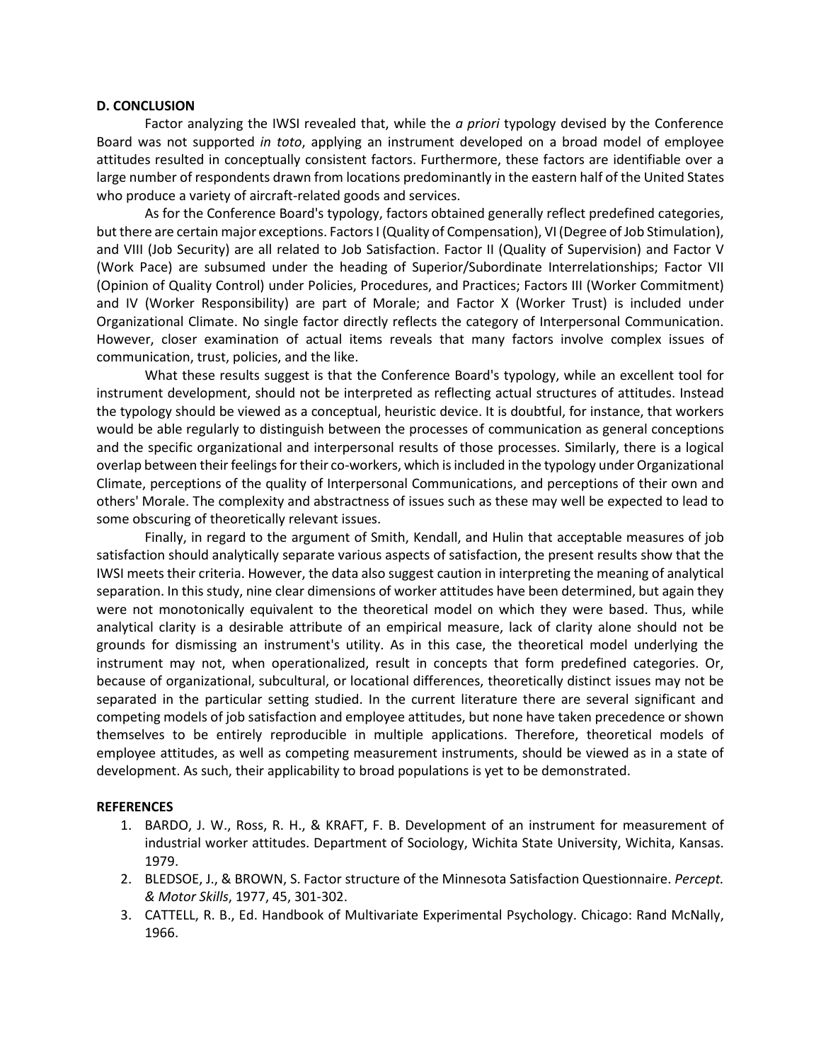### D. CONCLUSION

Factor analyzing the IWSI revealed that, while the *a priori* typology devised by the Conference Board was not supported *in toto*, applying an instrument developed on a broad model of employee attitudes resulted in conceptually consistent factors. Furthermore, these factors are identifiable over a large number of respondents drawn from locations predominantly in the eastern half of the United States who produce a variety of aircraft-related goods and services.

As for the Conference Board's typology, factors obtained generally reflect predefined categories, but there are certain major exceptions. Factors I (Quality of Compensation), VI (Degree of Job Stimulation), and VIII (Job Security) are all related to Job Satisfaction. Factor II (Quality of Supervision) and Factor V (Work Pace) are subsumed under the heading of Superior/Subordinate Interrelationships; Factor VII (Opinion of Quality Control) under Policies, Procedures, and Practices; Factors III (Worker Commitment) and IV (Worker Responsibility) are part of Morale; and Factor X (Worker Trust) is included under Organizational Climate. No single factor directly reflects the category of Interpersonal Communication. However, closer examination of actual items reveals that many factors involve complex issues of communication, trust, policies, and the like.

What these results suggest is that the Conference Board's typology, while an excellent tool for instrument development, should not be interpreted as reflecting actual structures of attitudes. Instead the typology should be viewed as a conceptual, heuristic device. It is doubtful, for instance, that workers would be able regularly to distinguish between the processes of communication as general conceptions and the specific organizational and interpersonal results of those processes. Similarly, there is a logical overlap between their feelings for their co-workers, which is included in the typology under Organizational Climate, perceptions of the quality of Interpersonal Communications, and perceptions of their own and others' Morale. The complexity and abstractness of issues such as these may well be expected to lead to some obscuring of theoretically relevant issues.

Finally, in regard to the argument of Smith, Kendall, and Hulin that acceptable measures of job satisfaction should analytically separate various aspects of satisfaction, the present results show that the IWSI meets their criteria. However, the data also suggest caution in interpreting the meaning of analytical separation. In this study, nine clear dimensions of worker attitudes have been determined, but again they were not monotonically equivalent to the theoretical model on which they were based. Thus, while analytical clarity is a desirable attribute of an empirical measure, lack of clarity alone should not be grounds for dismissing an instrument's utility. As in this case, the theoretical model underlying the instrument may not, when operationalized, result in concepts that form predefined categories. Or, because of organizational, subcultural, or locational differences, theoretically distinct issues may not be separated in the particular setting studied. In the current literature there are several significant and competing models of job satisfaction and employee attitudes, but none have taken precedence or shown themselves to be entirely reproducible in multiple applications. Therefore, theoretical models of employee attitudes, as well as competing measurement instruments, should be viewed as in a state of development. As such, their applicability to broad populations is yet to be demonstrated.

### REFERENCES

1. BARDO, J. W., Ross, R. H., & KRAFT, F. B. Development of an instrument for measurement of industrial worker attitudes. Department of Sociology, Wichita State University, Wichita, Kansas. 1979.
2. BLEDSOE, J., & BROWN, S. Factor structure of the Minnesota Satisfaction Questionnaire. *Percept. & Motor Skills*, 1977, 45, 301-302.
3. CATTELL, R. B., Ed. Handbook of Multivariate Experimental Psychology. Chicago: Rand McNally, 1966.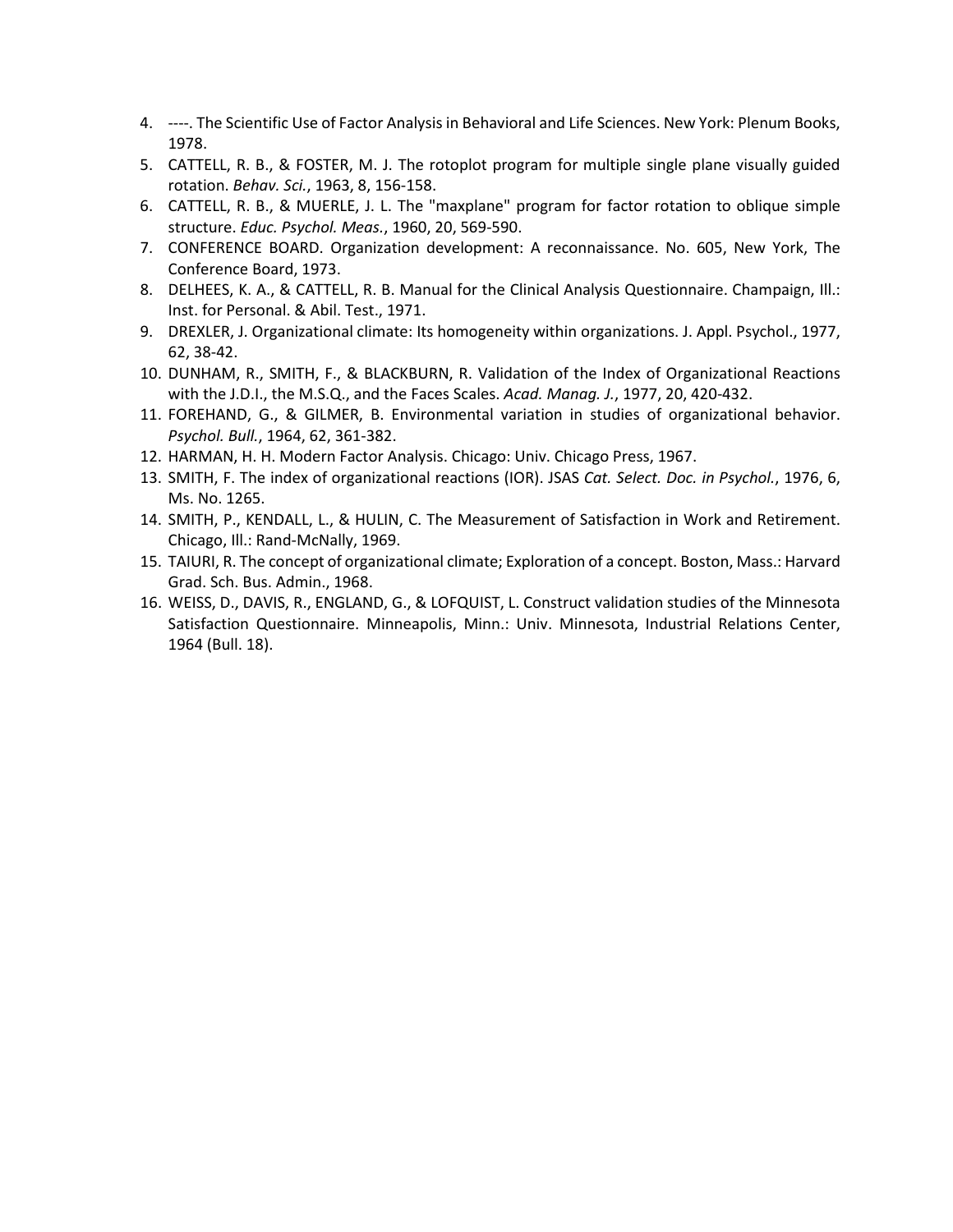4. ----. The Scientific Use of Factor Analysis in Behavioral and Life Sciences. New York: Plenum Books, 1978.
5. CATTELL, R. B., & FOSTER, M. J. The rotoplot program for multiple single plane visually guided rotation. *Behav. Sci.*, 1963, 8, 156-158.
6. CATTELL, R. B., & MUERLE, J. L. The "maxplane" program for factor rotation to oblique simple structure. *Educ. Psychol. Meas.*, 1960, 20, 569-590.
7. CONFERENCE BOARD. Organization development: A reconnaissance. No. 605, New York, The Conference Board, 1973.
8. DELHEES, K. A., & CATTELL, R. B. Manual for the Clinical Analysis Questionnaire. Champaign, Ill.: Inst. for Personal. & Abil. Test., 1971.
9. DREXLER, J. Organizational climate: Its homogeneity within organizations. J. Appl. Psychol., 1977, 62, 38-42.
10. DUNHAM, R., SMITH, F., & BLACKBURN, R. Validation of the Index of Organizational Reactions with the J.D.I., the M.S.Q., and the Faces Scales. *Acad. Manag. J.*, 1977, 20, 420-432.
11. FOREHAND, G., & GILMER, B. Environmental variation in studies of organizational behavior. *Psychol. Bull.*, 1964, 62, 361-382.
12. HARMAN, H. H. Modern Factor Analysis. Chicago: Univ. Chicago Press, 1967.
13. SMITH, F. The index of organizational reactions (IOR). JSAS *Cat. Select. Doc. in Psychol.*, 1976, 6, Ms. No. 1265.
14. SMITH, P., KENDALL, L., & HULIN, C. The Measurement of Satisfaction in Work and Retirement. Chicago, Ill.: Rand-McNally, 1969.
15. TAIURI, R. The concept of organizational climate; Exploration of a concept. Boston, Mass.: Harvard Grad. Sch. Bus. Admin., 1968.
16. WEISS, D., DAVIS, R., ENGLAND, G., & LOFQUIST, L. Construct validation studies of the Minnesota Satisfaction Questionnaire. Minneapolis, Minn.: Univ. Minnesota, Industrial Relations Center, 1964 (Bull. 18).